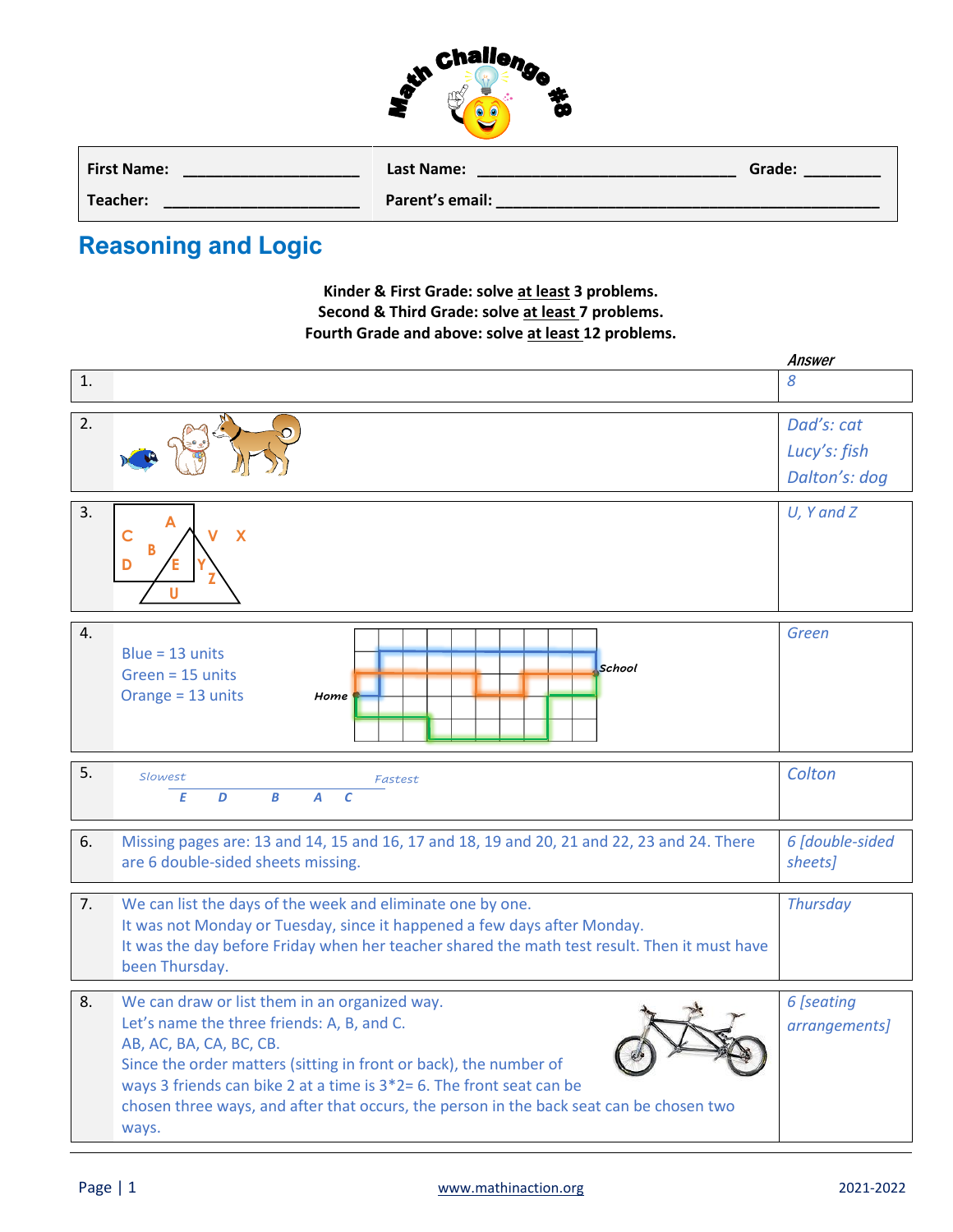# Math Challenge #8

| First Name: ____________________ | Last Name: ____________________________ | Grade: ________ |
|---|---|---|
| Teacher: ______________________ | Parent's email: ____________________________________________ | |

## Reasoning and Logic

**Kinder & First Grade: solve at least 3 problems.**
**Second & Third Grade: solve at least 7 problems.**
**Fourth Grade and above: solve at least 12 problems.**

| | | Answer |
|---|---|---|
| 1. | | 8 |
| 2. | | Dad's: cat<br>Lucy's: fish<br>Dalton's: dog |
| 3. | A, C, B, D, E, V, X, Y, Z, U | U, Y and Z |
| 4. | Blue = 13 units<br>Green = 15 units<br>Orange = 13 units<br>Home, School | Green |
| 5. | Slowest — Fastest<br>E D B A C | Colton |
| 6. | Missing pages are: 13 and 14, 15 and 16, 17 and 18, 19 and 20, 21 and 22, 23 and 24. There are 6 double-sided sheets missing. | 6 [double-sided sheets] |
| 7. | We can list the days of the week and eliminate one by one.<br>It was not Monday or Tuesday, since it happened a few days after Monday.<br>It was the day before Friday when her teacher shared the math test result. Then it must have been Thursday. | Thursday |
| 8. | We can draw or list them in an organized way.<br>Let's name the three friends: A, B, and C.<br>AB, AC, BA, CA, BC, CB.<br>Since the order matters (sitting in front or back), the number of ways 3 friends can bike 2 at a time is $3*2= 6$. The front seat can be chosen three ways, and after that occurs, the person in the back seat can be chosen two ways. | 6 [seating arrangements] |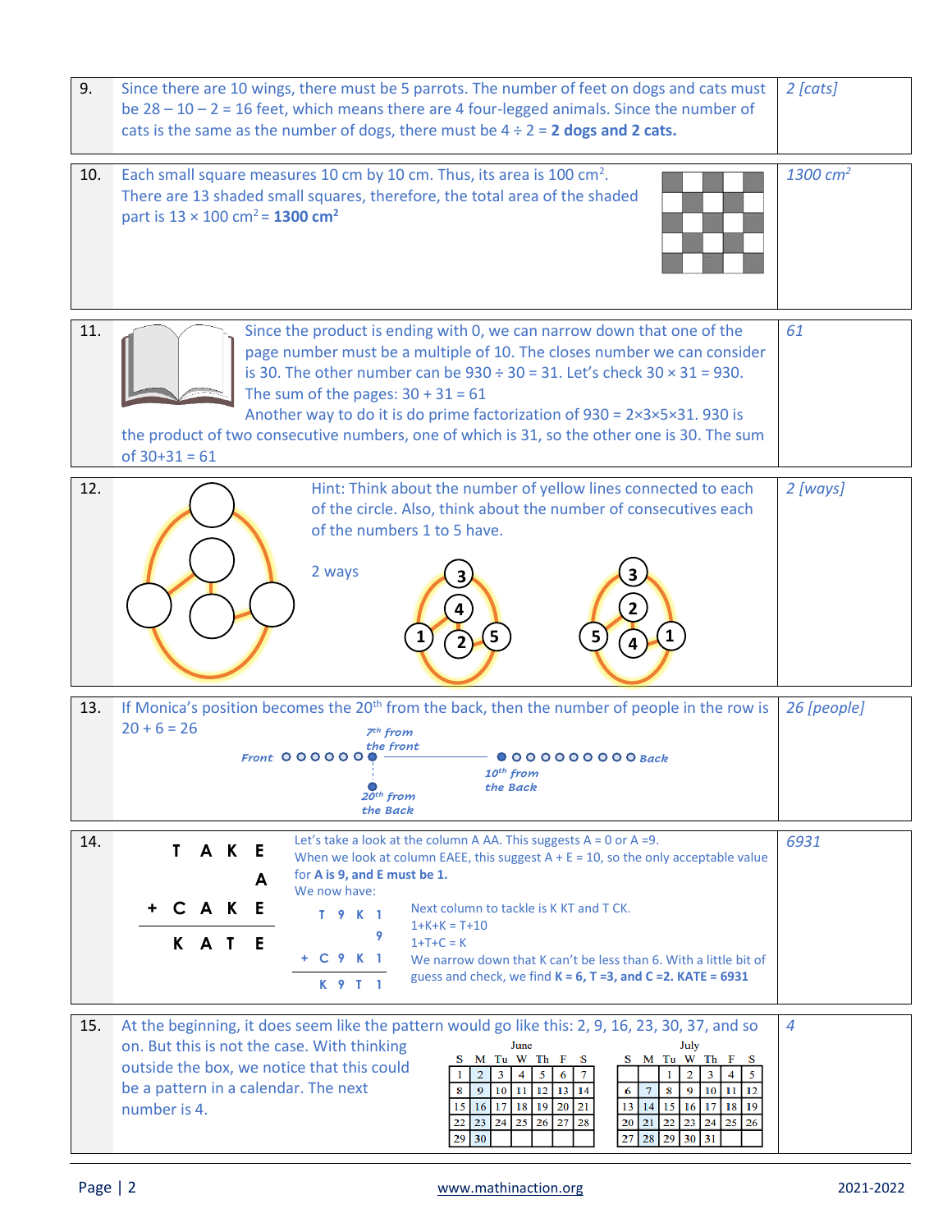| # | Solution | Answer |
|---|---|---|
| 9. | Since there are 10 wings, there must be 5 parrots. The number of feet on dogs and cats must be 28 – 10 – 2 = 16 feet, which means there are 4 four-legged animals. Since the number of cats is the same as the number of dogs, there must be 4 ÷ 2 = **2 dogs and 2 cats.** | *2 [cats]* |
| 10. | Each small square measures 10 cm by 10 cm. Thus, its area is 100 $cm^2$. There are 13 shaded small squares, therefore, the total area of the shaded part is 13 × 100 $cm^2$ = **1300 $cm^2$** | *1300 $cm^2$* |
| 11. | Since the product is ending with 0, we can narrow down that one of the page number must be a multiple of 10. The closes number we can consider is 30. The other number can be 930 ÷ 30 = 31. Let's check 30 × 31 = 930. The sum of the pages: 30 + 31 = 61<br>Another way to do it is do prime factorization of 930 = 2×3×5×31. 930 is the product of two consecutive numbers, one of which is 31, so the other one is 30. The sum of 30+31 = 61 | *61* |
| 12. | Hint: Think about the number of yellow lines connected to each of the circle. Also, think about the number of consecutives each of the numbers 1 to 5 have.<br>2 ways | *2 [ways]* |
| 13. | If Monica's position becomes the 20th from the back, then the number of people in the row is 20 + 6 = 26<br>Front ○○○○○○● 7th from the front —— ●○○○○○○○○○ Back 10th from the Back; ● 20th from the Back | *26 [people]* |
| 14. | T A K E + A + C A K E = K A T E<br>Let's take a look at the column A AA. This suggests A = 0 or A =9.<br>When we look at column EAEE, this suggest A + E = 10, so the only acceptable value for **A is 9, and E must be 1.**<br>We now have: T 9 K 1 + 9 + C 9 K 1 = K 9 T 1<br>Next column to tackle is K KT and T CK.<br>1+K+K = T+10<br>1+T+C = K<br>We narrow down that K can't be less than 6. With a little bit of guess and check, we find **K = 6, T =3, and C =2. KATE = 6931** | *6931* |
| 15. | At the beginning, it does seem like the pattern would go like this: 2, 9, 16, 23, 30, 37, and so on. But this is not the case. With thinking outside the box, we notice that this could be a pattern in a calendar. The next number is 4. | *4* |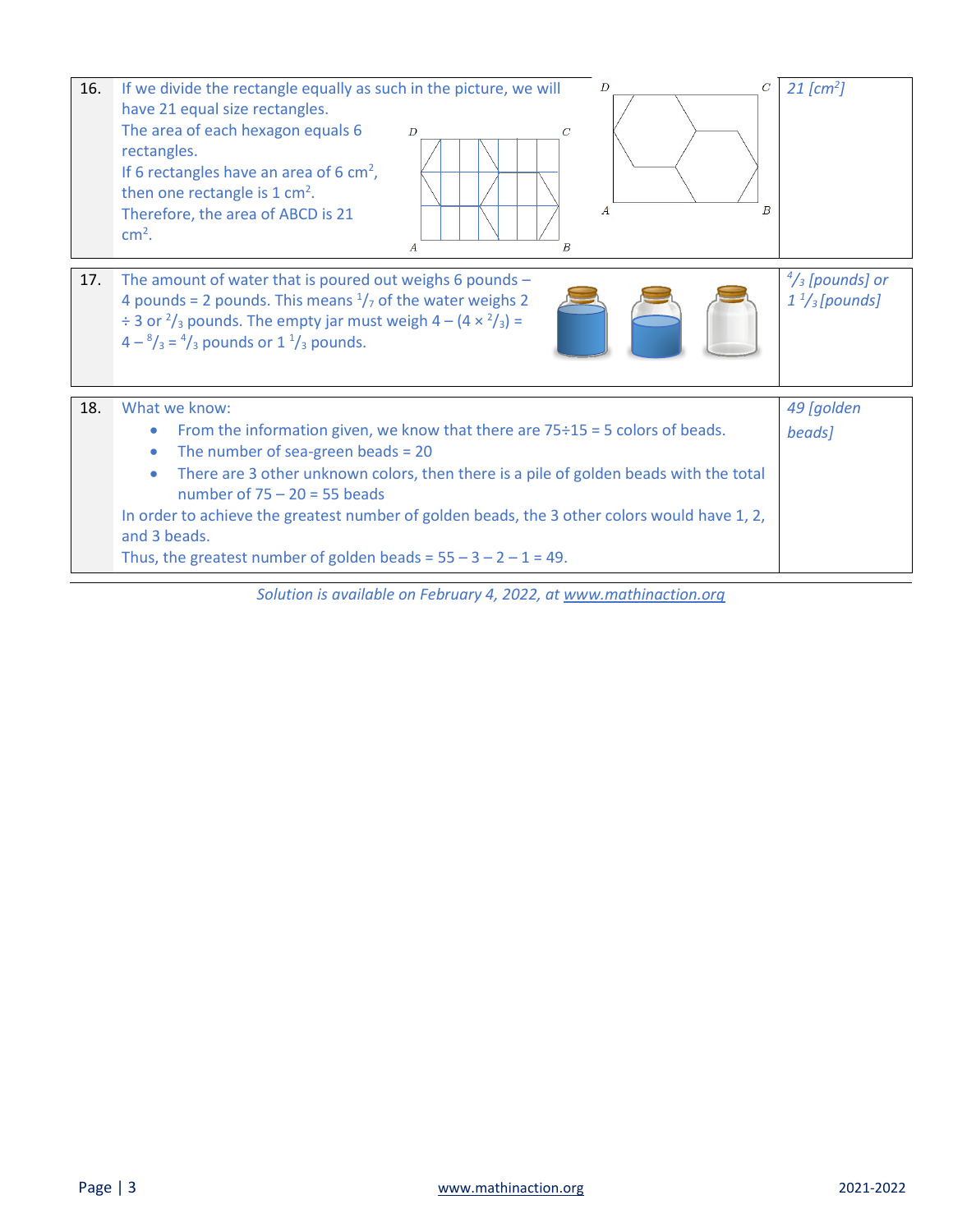| | | |
|---|---|---|
| 16. | If we divide the rectangle equally as such in the picture, we will have 21 equal size rectangles. The area of each hexagon equals 6 rectangles. If 6 rectangles have an area of 6 $cm^2$, then one rectangle is 1 $cm^2$. Therefore, the area of ABCD is 21 $cm^2$. | *21 [$cm^2$]* |
| 17. | The amount of water that is poured out weighs 6 pounds – 4 pounds = 2 pounds. This means $^1/_7$ of the water weighs 2 ÷ 3 or $^2/_3$ pounds. The empty jar must weigh 4 – (4 × $^2/_3$) = 4 – $^8/_3$ = $^4/_3$ pounds or 1 $^1/_3$ pounds. | *$^4/_3$ [pounds] or 1 $^1/_3$ [pounds]* |
| 18. | What we know:<br>• From the information given, we know that there are 75÷15 = 5 colors of beads.<br>• The number of sea-green beads = 20<br>• There are 3 other unknown colors, then there is a pile of golden beads with the total number of 75 – 20 = 55 beads<br>In order to achieve the greatest number of golden beads, the 3 other colors would have 1, 2, and 3 beads.<br>Thus, the greatest number of golden beads = 55 – 3 – 2 – 1 = 49. | *49 [golden beads]* |

*Solution is available on February 4, 2022, at www.mathinaction.org*